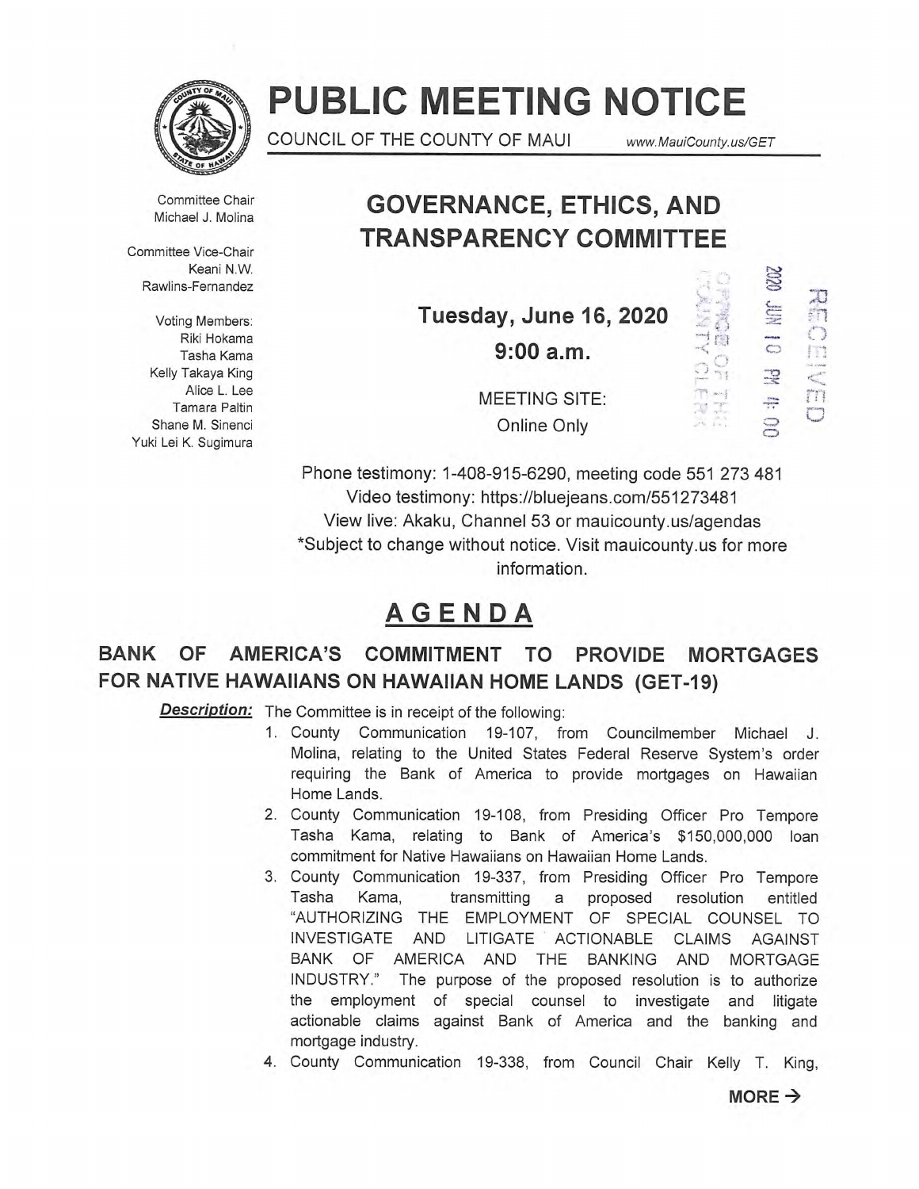# PUBLIC MEETING NOTICE

COUNCIL OF THE COUNTY OF MAUI www.MauiCounty.us/GET

Committee Chair
Michael J. Molina

Committee Vice-Chair
Keani N.W. Rawlins-Fernandez

Voting Members:
Riki Hokama
Tasha Kama
Kelly Takaya King
Alice L. Lee
Tamara Paltin
Shane M. Sinenci
Yuki Lei K. Sugimura

## GOVERNANCE, ETHICS, AND TRANSPARENCY COMMITTEE

**Tuesday, June 16, 2020**

**9:00 a.m.**

MEETING SITE:
Online Only

RECEIVED
2020 JUN 10 PM 4:00
OFFICE OF THE COUNTY CLERK

Phone testimony: 1-408-915-6290, meeting code 551 273 481
Video testimony: https://bluejeans.com/551273481
View live: Akaku, Channel 53 or mauicounty.us/agendas
*Subject to change without notice. Visit mauicounty.us for more information.

# AGENDA

## BANK OF AMERICA'S COMMITMENT TO PROVIDE MORTGAGES FOR NATIVE HAWAIIANS ON HAWAIIAN HOME LANDS (GET-19)

***Description:*** The Committee is in receipt of the following:

1. County Communication 19-107, from Councilmember Michael J. Molina, relating to the United States Federal Reserve System's order requiring the Bank of America to provide mortgages on Hawaiian Home Lands.
2. County Communication 19-108, from Presiding Officer Pro Tempore Tasha Kama, relating to Bank of America's $150,000,000 loan commitment for Native Hawaiians on Hawaiian Home Lands.
3. County Communication 19-337, from Presiding Officer Pro Tempore Tasha Kama, transmitting a proposed resolution entitled "AUTHORIZING THE EMPLOYMENT OF SPECIAL COUNSEL TO INVESTIGATE AND LITIGATE ACTIONABLE CLAIMS AGAINST BANK OF AMERICA AND THE BANKING AND MORTGAGE INDUSTRY." The purpose of the proposed resolution is to authorize the employment of special counsel to investigate and litigate actionable claims against Bank of America and the banking and mortgage industry.
4. County Communication 19-338, from Council Chair Kelly T. King,

**MORE →**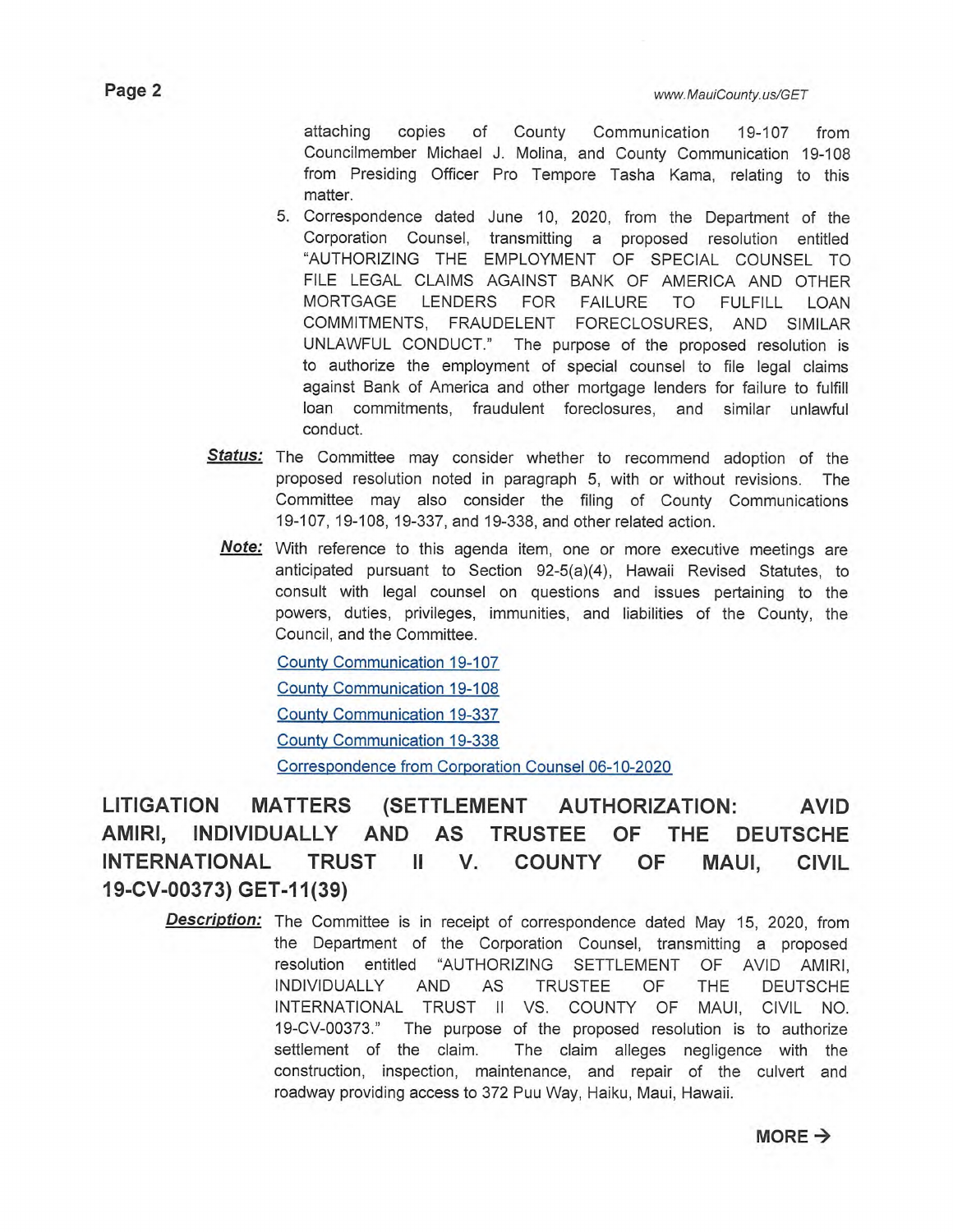attaching copies of County Communication 19-107 from Councilmember Michael J. Molina, and County Communication 19-108 from Presiding Officer Pro Tempore Tasha Kama, relating to this matter.

5. Correspondence dated June 10, 2020, from the Department of the Corporation Counsel, transmitting a proposed resolution entitled "AUTHORIZING THE EMPLOYMENT OF SPECIAL COUNSEL TO FILE LEGAL CLAIMS AGAINST BANK OF AMERICA AND OTHER MORTGAGE LENDERS FOR FAILURE TO FULFILL LOAN COMMITMENTS, FRAUDELENT FORECLOSURES, AND SIMILAR UNLAWFUL CONDUCT." The purpose of the proposed resolution is to authorize the employment of special counsel to file legal claims against Bank of America and other mortgage lenders for failure to fulfill loan commitments, fraudulent foreclosures, and similar unlawful conduct.

***Status:*** The Committee may consider whether to recommend adoption of the proposed resolution noted in paragraph 5, with or without revisions. The Committee may also consider the filing of County Communications 19-107, 19-108, 19-337, and 19-338, and other related action.

***Note:*** With reference to this agenda item, one or more executive meetings are anticipated pursuant to Section 92-5(a)(4), Hawaii Revised Statutes, to consult with legal counsel on questions and issues pertaining to the powers, duties, privileges, immunities, and liabilities of the County, the Council, and the Committee.

County Communication 19-107

County Communication 19-108

County Communication 19-337

County Communication 19-338

Correspondence from Corporation Counsel 06-10-2020

## LITIGATION MATTERS (SETTLEMENT AUTHORIZATION: AVID AMIRI, INDIVIDUALLY AND AS TRUSTEE OF THE DEUTSCHE INTERNATIONAL TRUST II V. COUNTY OF MAUI, CIVIL 19-CV-00373) GET-11(39)

***Description:*** The Committee is in receipt of correspondence dated May 15, 2020, from the Department of the Corporation Counsel, transmitting a proposed resolution entitled "AUTHORIZING SETTLEMENT OF AVID AMIRI, INDIVIDUALLY AND AS TRUSTEE OF THE DEUTSCHE INTERNATIONAL TRUST II VS. COUNTY OF MAUI, CIVIL NO. 19-CV-00373." The purpose of the proposed resolution is to authorize settlement of the claim. The claim alleges negligence with the construction, inspection, maintenance, and repair of the culvert and roadway providing access to 372 Puu Way, Haiku, Maui, Hawaii.

**MORE →**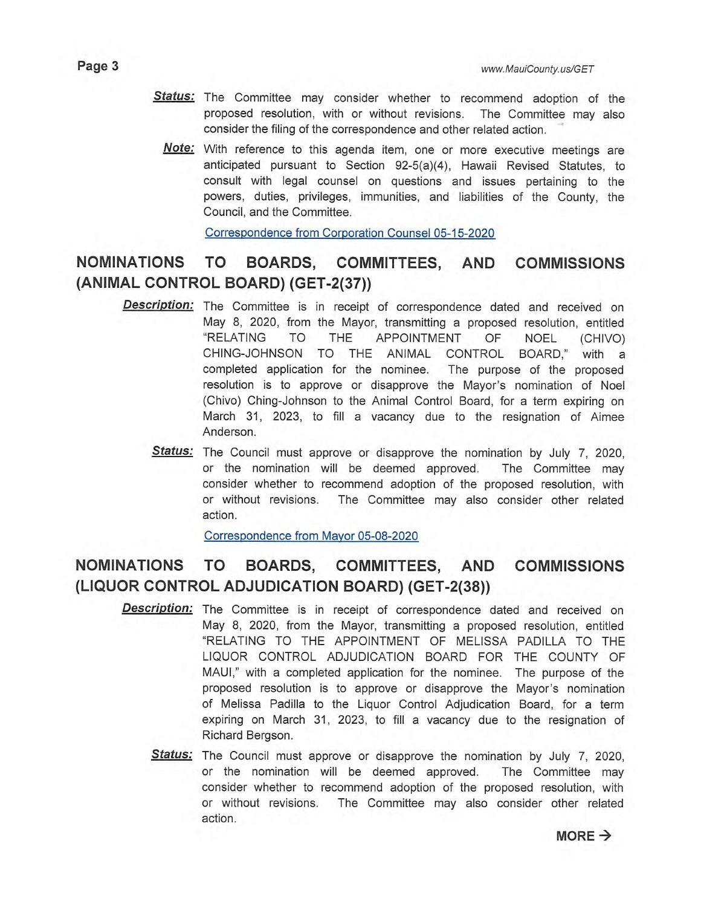**Status:** The Committee may consider whether to recommend adoption of the proposed resolution, with or without revisions. The Committee may also consider the filing of the correspondence and other related action.

**Note:** With reference to this agenda item, one or more executive meetings are anticipated pursuant to Section 92-5(a)(4), Hawaii Revised Statutes, to consult with legal counsel on questions and issues pertaining to the powers, duties, privileges, immunities, and liabilities of the County, the Council, and the Committee.

Correspondence from Corporation Counsel 05-15-2020

## NOMINATIONS TO BOARDS, COMMITTEES, AND COMMISSIONS (ANIMAL CONTROL BOARD) (GET-2(37))

**Description:** The Committee is in receipt of correspondence dated and received on May 8, 2020, from the Mayor, transmitting a proposed resolution, entitled "RELATING TO THE APPOINTMENT OF NOEL (CHIVO) CHING-JOHNSON TO THE ANIMAL CONTROL BOARD," with a completed application for the nominee. The purpose of the proposed resolution is to approve or disapprove the Mayor's nomination of Noel (Chivo) Ching-Johnson to the Animal Control Board, for a term expiring on March 31, 2023, to fill a vacancy due to the resignation of Aimee Anderson.

**Status:** The Council must approve or disapprove the nomination by July 7, 2020, or the nomination will be deemed approved. The Committee may consider whether to recommend adoption of the proposed resolution, with or without revisions. The Committee may also consider other related action.

Correspondence from Mayor 05-08-2020

## NOMINATIONS TO BOARDS, COMMITTEES, AND COMMISSIONS (LIQUOR CONTROL ADJUDICATION BOARD) (GET-2(38))

**Description:** The Committee is in receipt of correspondence dated and received on May 8, 2020, from the Mayor, transmitting a proposed resolution, entitled "RELATING TO THE APPOINTMENT OF MELISSA PADILLA TO THE LIQUOR CONTROL ADJUDICATION BOARD FOR THE COUNTY OF MAUI," with a completed application for the nominee. The purpose of the proposed resolution is to approve or disapprove the Mayor's nomination of Melissa Padilla to the Liquor Control Adjudication Board, for a term expiring on March 31, 2023, to fill a vacancy due to the resignation of Richard Bergson.

**Status:** The Council must approve or disapprove the nomination by July 7, 2020, or the nomination will be deemed approved. The Committee may consider whether to recommend adoption of the proposed resolution, with or without revisions. The Committee may also consider other related action.

**MORE →**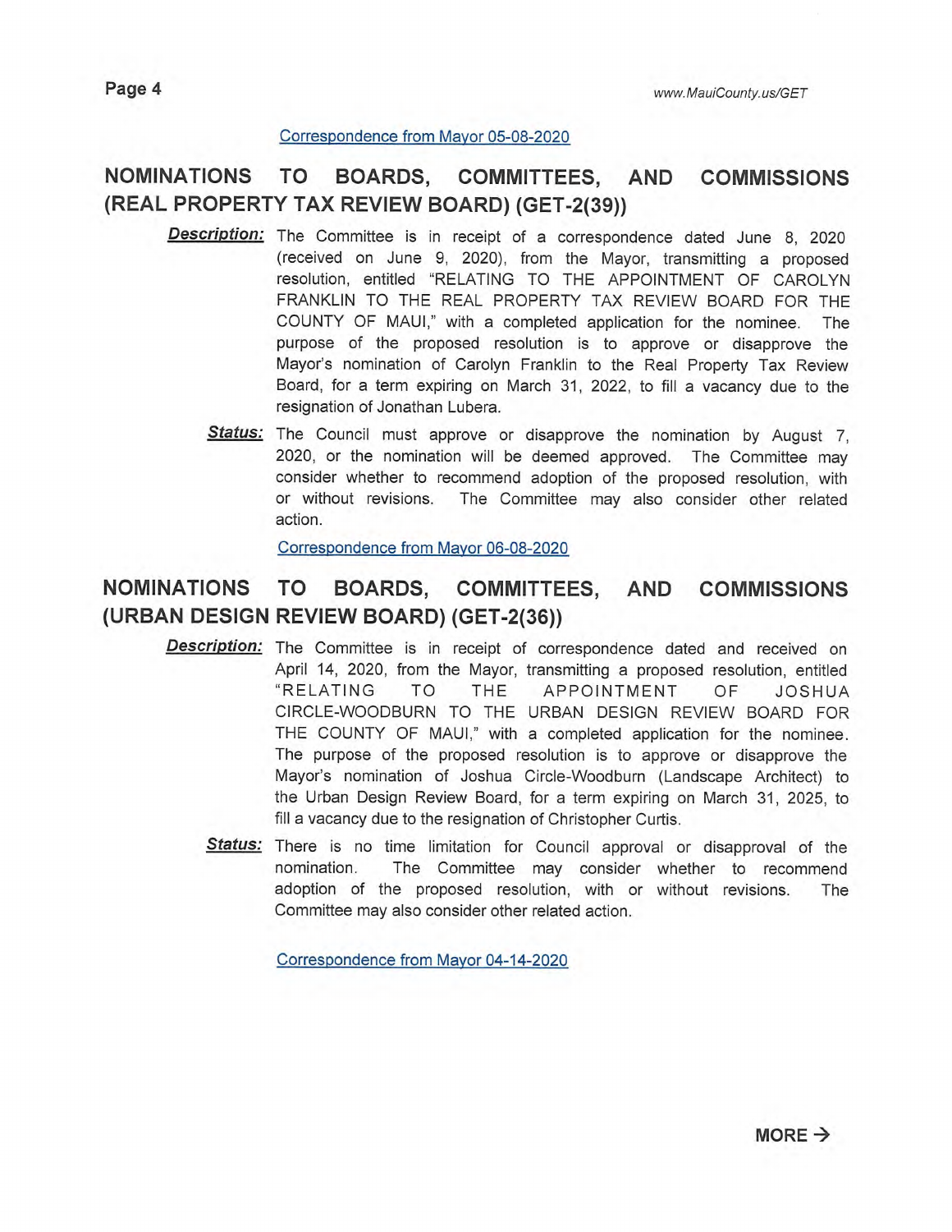Correspondence from Mayor 05-08-2020

## NOMINATIONS TO BOARDS, COMMITTEES, AND COMMISSIONS (REAL PROPERTY TAX REVIEW BOARD) (GET-2(39))

***Description:*** The Committee is in receipt of a correspondence dated June 8, 2020 (received on June 9, 2020), from the Mayor, transmitting a proposed resolution, entitled "RELATING TO THE APPOINTMENT OF CAROLYN FRANKLIN TO THE REAL PROPERTY TAX REVIEW BOARD FOR THE COUNTY OF MAUI," with a completed application for the nominee. The purpose of the proposed resolution is to approve or disapprove the Mayor's nomination of Carolyn Franklin to the Real Property Tax Review Board, for a term expiring on March 31, 2022, to fill a vacancy due to the resignation of Jonathan Lubera.

***Status:*** The Council must approve or disapprove the nomination by August 7, 2020, or the nomination will be deemed approved. The Committee may consider whether to recommend adoption of the proposed resolution, with or without revisions. The Committee may also consider other related action.

Correspondence from Mayor 06-08-2020

## NOMINATIONS TO BOARDS, COMMITTEES, AND COMMISSIONS (URBAN DESIGN REVIEW BOARD) (GET-2(36))

***Description:*** The Committee is in receipt of correspondence dated and received on April 14, 2020, from the Mayor, transmitting a proposed resolution, entitled "RELATING TO THE APPOINTMENT OF JOSHUA CIRCLE-WOODBURN TO THE URBAN DESIGN REVIEW BOARD FOR THE COUNTY OF MAUI," with a completed application for the nominee. The purpose of the proposed resolution is to approve or disapprove the Mayor's nomination of Joshua Circle-Woodburn (Landscape Architect) to the Urban Design Review Board, for a term expiring on March 31, 2025, to fill a vacancy due to the resignation of Christopher Curtis.

***Status:*** There is no time limitation for Council approval or disapproval of the nomination. The Committee may consider whether to recommend adoption of the proposed resolution, with or without revisions. The Committee may also consider other related action.

Correspondence from Mayor 04-14-2020

**MORE →**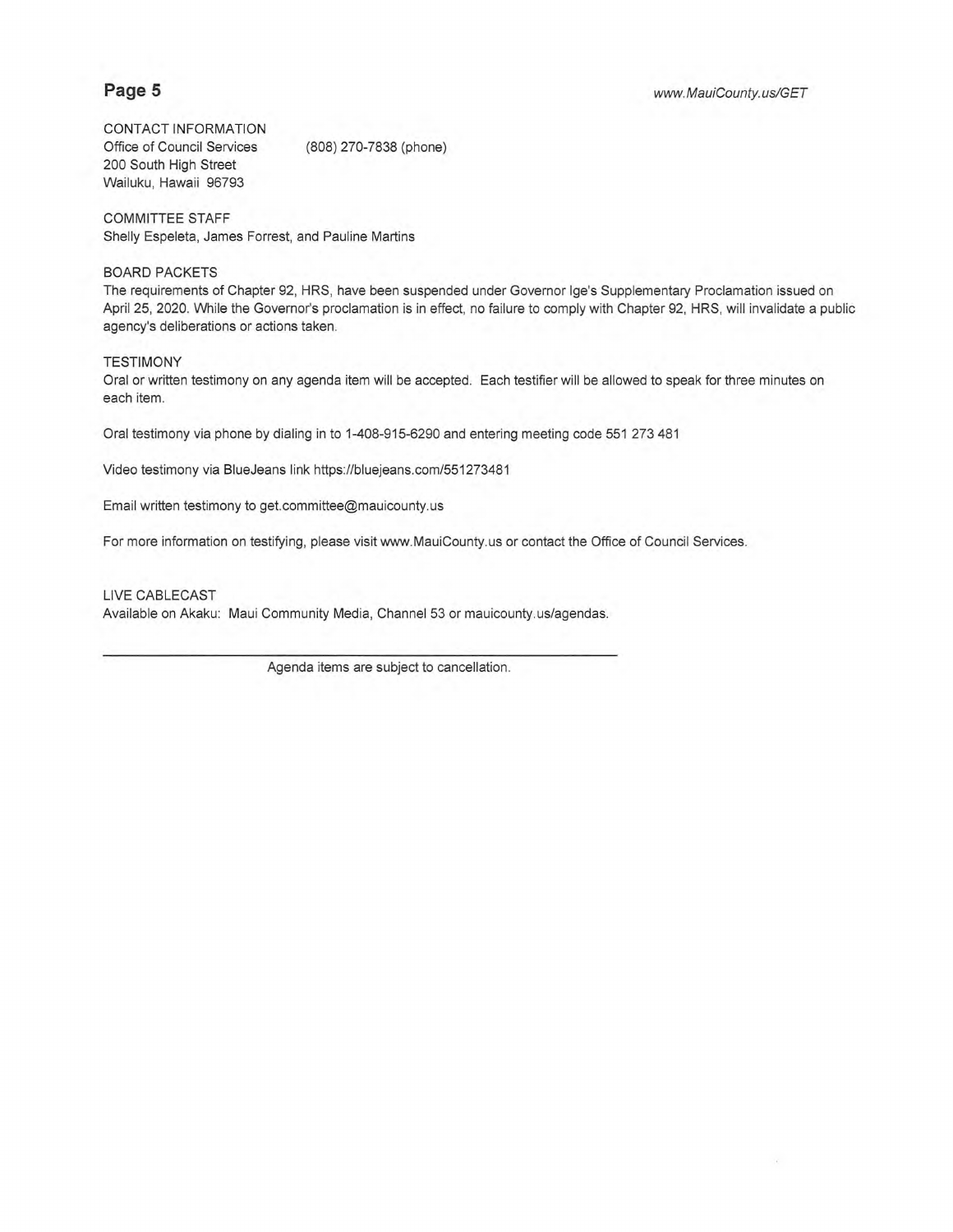CONTACT INFORMATION
Office of Council Services (808) 270-7838 (phone)
200 South High Street
Wailuku, Hawaii 96793

COMMITTEE STAFF
Shelly Espeleta, James Forrest, and Pauline Martins

BOARD PACKETS
The requirements of Chapter 92, HRS, have been suspended under Governor Ige's Supplementary Proclamation issued on April 25, 2020. While the Governor's proclamation is in effect, no failure to comply with Chapter 92, HRS, will invalidate a public agency's deliberations or actions taken.

TESTIMONY
Oral or written testimony on any agenda item will be accepted. Each testifier will be allowed to speak for three minutes on each item.

Oral testimony via phone by dialing in to 1-408-915-6290 and entering meeting code 551 273 481

Video testimony via BlueJeans link https://bluejeans.com/551273481

Email written testimony to get.committee@mauicounty.us

For more information on testifying, please visit www.MauiCounty.us or contact the Office of Council Services.

LIVE CABLECAST
Available on Akaku: Maui Community Media, Channel 53 or mauicounty.us/agendas.

---

Agenda items are subject to cancellation.